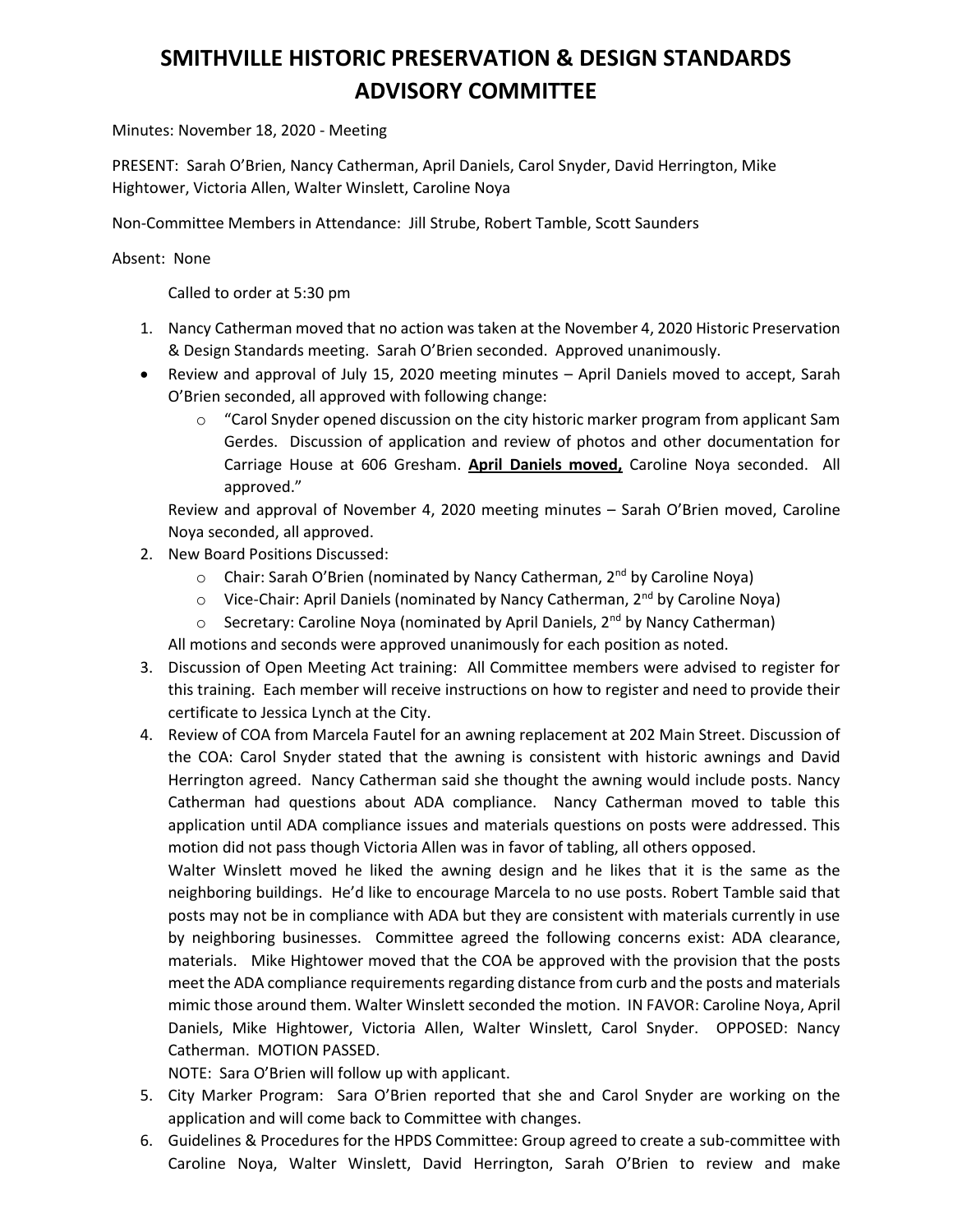# SMITHVILLE HISTORIC PRESERVATION & DESIGN STANDARDS ADVISORY COMMITTEE

Minutes: November 18, 2020 - Meeting

PRESENT: Sarah O'Brien, Nancy Catherman, April Daniels, Carol Snyder, David Herrington, Mike Hightower, Victoria Allen, Walter Winslett, Caroline Noya

Non-Committee Members in Attendance: Jill Strube, Robert Tamble, Scott Saunders

Absent: None

Called to order at 5:30 pm

1. Nancy Catherman moved that no action was taken at the November 4, 2020 Historic Preservation & Design Standards meeting. Sarah O'Brien seconded. Approved unanimously.

- Review and approval of July 15, 2020 meeting minutes – April Daniels moved to accept, Sarah O'Brien seconded, all approved with following change:
    - "Carol Snyder opened discussion on the city historic marker program from applicant Sam Gerdes. Discussion of application and review of photos and other documentation for Carriage House at 606 Gresham. **April Daniels moved,** Caroline Noya seconded. All approved."

  Review and approval of November 4, 2020 meeting minutes – Sarah O'Brien moved, Caroline Noya seconded, all approved.

2. New Board Positions Discussed:
    - Chair: Sarah O'Brien (nominated by Nancy Catherman, 2nd by Caroline Noya)
    - Vice-Chair: April Daniels (nominated by Nancy Catherman, 2nd by Caroline Noya)
    - Secretary: Caroline Noya (nominated by April Daniels, 2nd by Nancy Catherman)

   All motions and seconds were approved unanimously for each position as noted.

3. Discussion of Open Meeting Act training: All Committee members were advised to register for this training. Each member will receive instructions on how to register and need to provide their certificate to Jessica Lynch at the City.

4. Review of COA from Marcela Fautel for an awning replacement at 202 Main Street. Discussion of the COA: Carol Snyder stated that the awning is consistent with historic awnings and David Herrington agreed. Nancy Catherman said she thought the awning would include posts. Nancy Catherman had questions about ADA compliance. Nancy Catherman moved to table this application until ADA compliance issues and materials questions on posts were addressed. This motion did not pass though Victoria Allen was in favor of tabling, all others opposed.

   Walter Winslett moved he liked the awning design and he likes that it is the same as the neighboring buildings. He'd like to encourage Marcela to no use posts. Robert Tamble said that posts may not be in compliance with ADA but they are consistent with materials currently in use by neighboring businesses. Committee agreed the following concerns exist: ADA clearance, materials. Mike Hightower moved that the COA be approved with the provision that the posts meet the ADA compliance requirements regarding distance from curb and the posts and materials mimic those around them. Walter Winslett seconded the motion. IN FAVOR: Caroline Noya, April Daniels, Mike Hightower, Victoria Allen, Walter Winslett, Carol Snyder. OPPOSED: Nancy Catherman. MOTION PASSED.

   NOTE: Sara O'Brien will follow up with applicant.

5. City Marker Program: Sara O'Brien reported that she and Carol Snyder are working on the application and will come back to Committee with changes.

6. Guidelines & Procedures for the HPDS Committee: Group agreed to create a sub-committee with Caroline Noya, Walter Winslett, David Herrington, Sarah O'Brien to review and make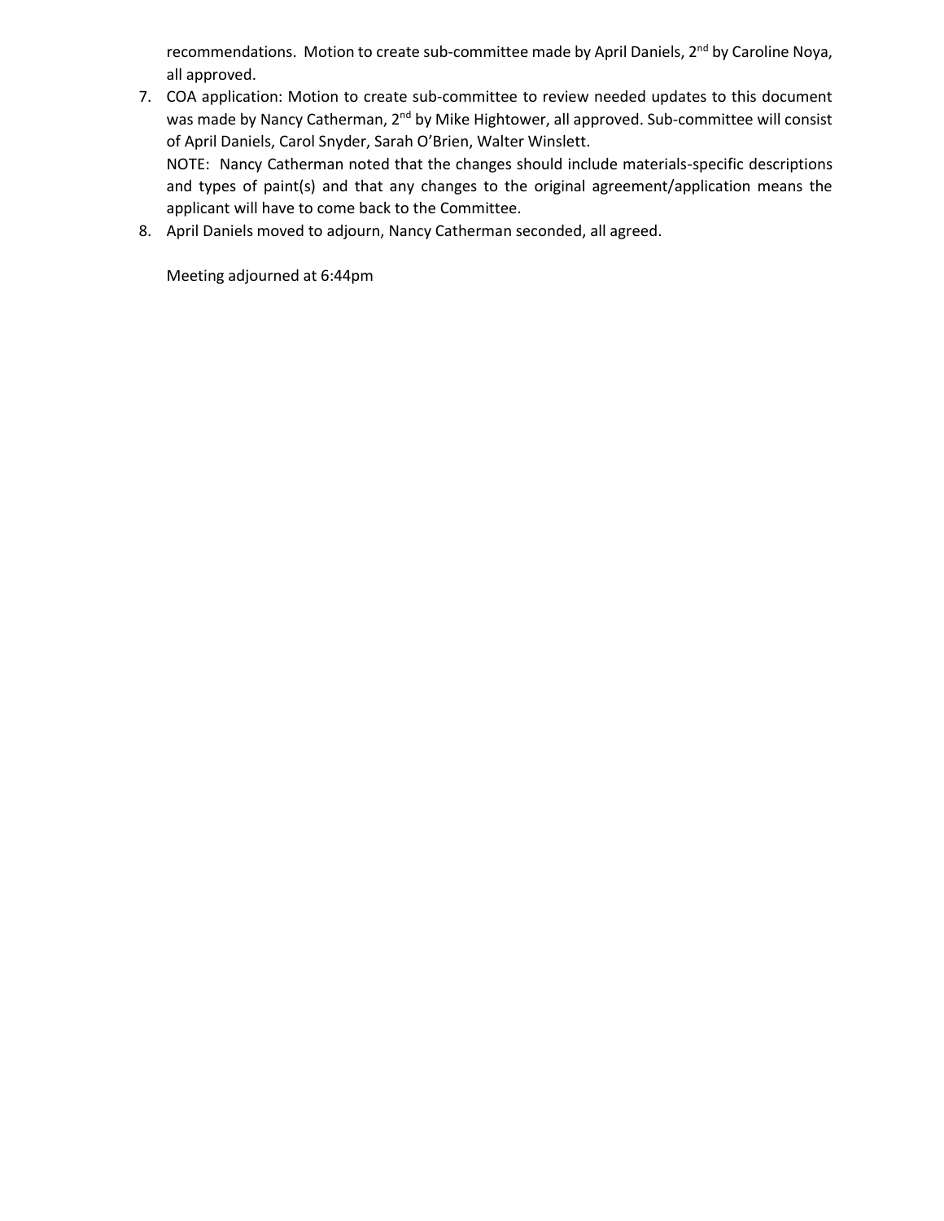recommendations. Motion to create sub-committee made by April Daniels, 2nd by Caroline Noya, all approved.

7. COA application: Motion to create sub-committee to review needed updates to this document was made by Nancy Catherman, 2nd by Mike Hightower, all approved. Sub-committee will consist of April Daniels, Carol Snyder, Sarah O'Brien, Walter Winslett.

   NOTE: Nancy Catherman noted that the changes should include materials-specific descriptions and types of paint(s) and that any changes to the original agreement/application means the applicant will have to come back to the Committee.

8. April Daniels moved to adjourn, Nancy Catherman seconded, all agreed.

   Meeting adjourned at 6:44pm